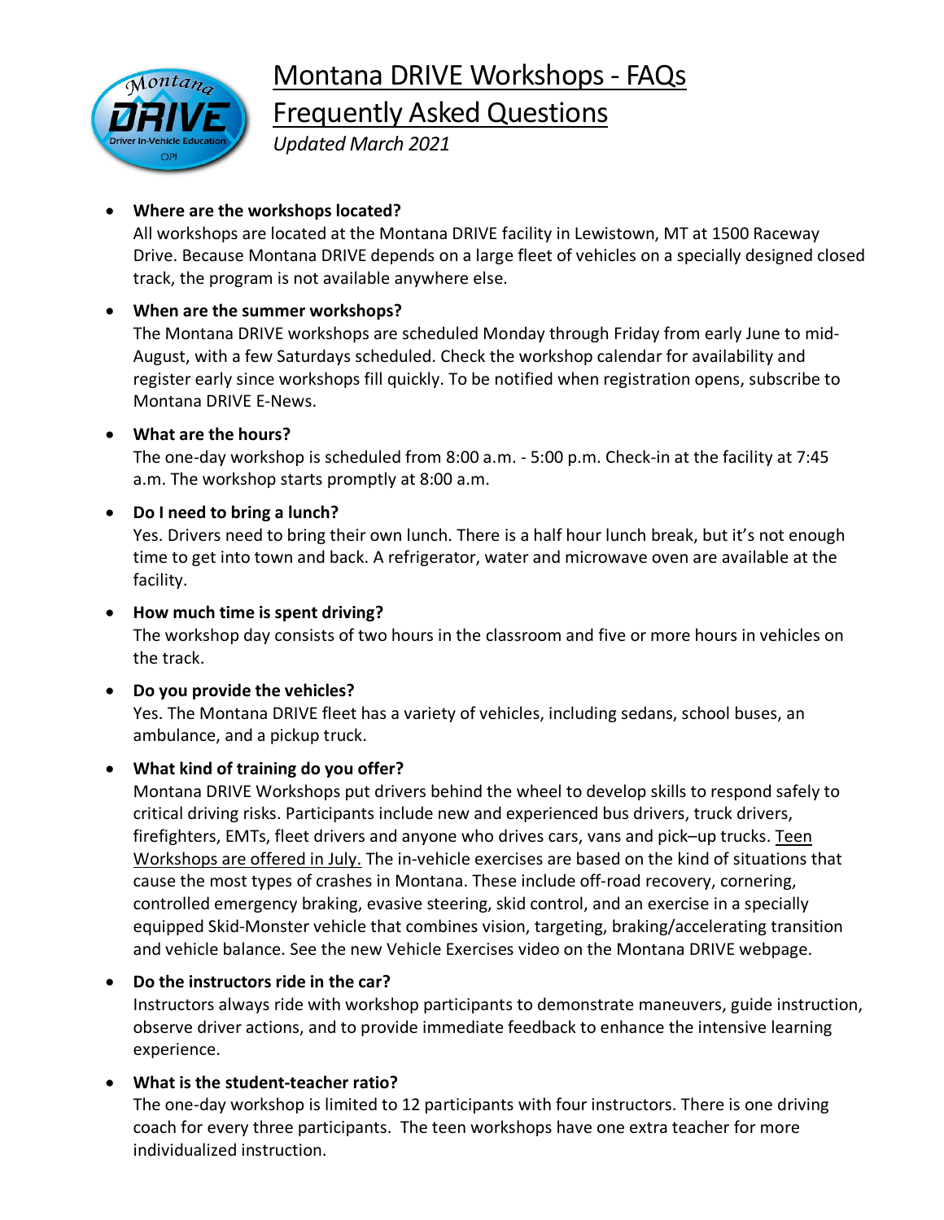# Montana DRIVE Workshops - FAQs

## Frequently Asked Questions

*Updated March 2021*

- **Where are the workshops located?**
  All workshops are located at the Montana DRIVE facility in Lewistown, MT at 1500 Raceway Drive. Because Montana DRIVE depends on a large fleet of vehicles on a specially designed closed track, the program is not available anywhere else.

- **When are the summer workshops?**
  The Montana DRIVE workshops are scheduled Monday through Friday from early June to mid-August, with a few Saturdays scheduled. Check the workshop calendar for availability and register early since workshops fill quickly. To be notified when registration opens, subscribe to Montana DRIVE E-News.

- **What are the hours?**
  The one-day workshop is scheduled from 8:00 a.m. - 5:00 p.m. Check-in at the facility at 7:45 a.m. The workshop starts promptly at 8:00 a.m.

- **Do I need to bring a lunch?**
  Yes. Drivers need to bring their own lunch. There is a half hour lunch break, but it's not enough time to get into town and back. A refrigerator, water and microwave oven are available at the facility.

- **How much time is spent driving?**
  The workshop day consists of two hours in the classroom and five or more hours in vehicles on the track.

- **Do you provide the vehicles?**
  Yes. The Montana DRIVE fleet has a variety of vehicles, including sedans, school buses, an ambulance, and a pickup truck.

- **What kind of training do you offer?**
  Montana DRIVE Workshops put drivers behind the wheel to develop skills to respond safely to critical driving risks. Participants include new and experienced bus drivers, truck drivers, firefighters, EMTs, fleet drivers and anyone who drives cars, vans and pick–up trucks. Teen Workshops are offered in July. The in-vehicle exercises are based on the kind of situations that cause the most types of crashes in Montana. These include off-road recovery, cornering, controlled emergency braking, evasive steering, skid control, and an exercise in a specially equipped Skid-Monster vehicle that combines vision, targeting, braking/accelerating transition and vehicle balance. See the new Vehicle Exercises video on the Montana DRIVE webpage.

- **Do the instructors ride in the car?**
  Instructors always ride with workshop participants to demonstrate maneuvers, guide instruction, observe driver actions, and to provide immediate feedback to enhance the intensive learning experience.

- **What is the student-teacher ratio?**
  The one-day workshop is limited to 12 participants with four instructors. There is one driving coach for every three participants. The teen workshops have one extra teacher for more individualized instruction.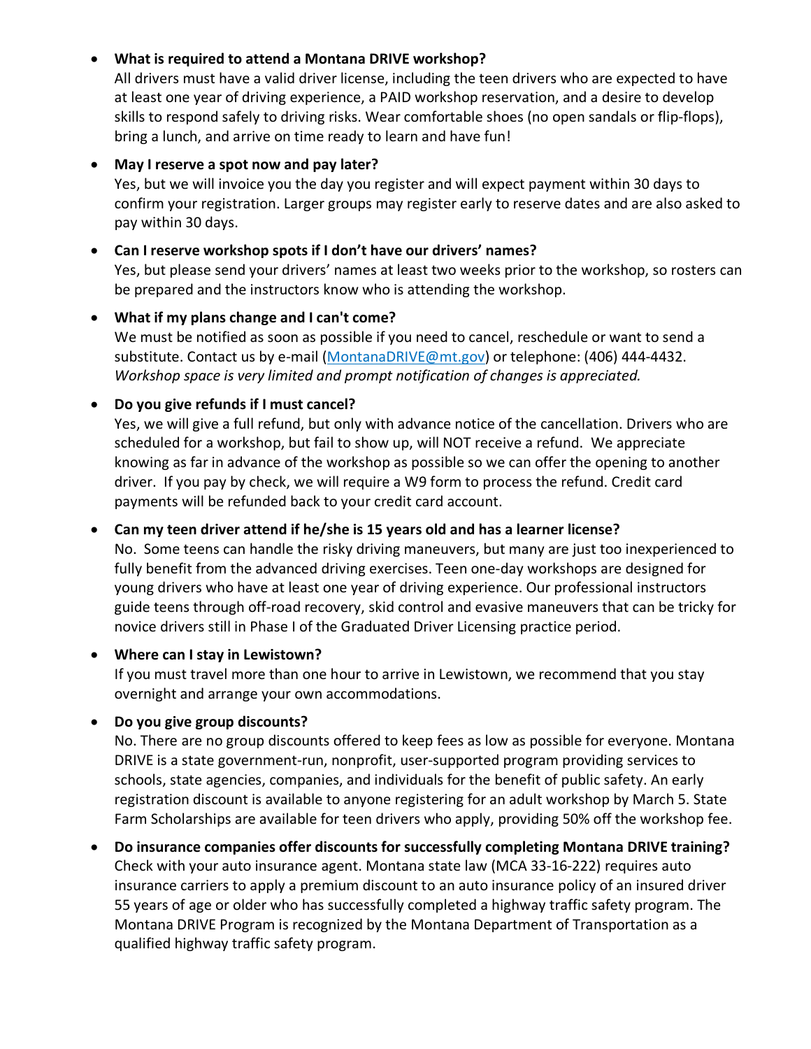- **What is required to attend a Montana DRIVE workshop?**
  All drivers must have a valid driver license, including the teen drivers who are expected to have at least one year of driving experience, a PAID workshop reservation, and a desire to develop skills to respond safely to driving risks. Wear comfortable shoes (no open sandals or flip-flops), bring a lunch, and arrive on time ready to learn and have fun!

- **May I reserve a spot now and pay later?**
  Yes, but we will invoice you the day you register and will expect payment within 30 days to confirm your registration. Larger groups may register early to reserve dates and are also asked to pay within 30 days.

- **Can I reserve workshop spots if I don't have our drivers' names?**
  Yes, but please send your drivers' names at least two weeks prior to the workshop, so rosters can be prepared and the instructors know who is attending the workshop.

- **What if my plans change and I can't come?**
  We must be notified as soon as possible if you need to cancel, reschedule or want to send a substitute. Contact us by e-mail (MontanaDRIVE@mt.gov) or telephone: (406) 444-4432. *Workshop space is very limited and prompt notification of changes is appreciated.*

- **Do you give refunds if I must cancel?**
  Yes, we will give a full refund, but only with advance notice of the cancellation. Drivers who are scheduled for a workshop, but fail to show up, will NOT receive a refund. We appreciate knowing as far in advance of the workshop as possible so we can offer the opening to another driver. If you pay by check, we will require a W9 form to process the refund. Credit card payments will be refunded back to your credit card account.

- **Can my teen driver attend if he/she is 15 years old and has a learner license?**
  No. Some teens can handle the risky driving maneuvers, but many are just too inexperienced to fully benefit from the advanced driving exercises. Teen one-day workshops are designed for young drivers who have at least one year of driving experience. Our professional instructors guide teens through off-road recovery, skid control and evasive maneuvers that can be tricky for novice drivers still in Phase I of the Graduated Driver Licensing practice period.

- **Where can I stay in Lewistown?**
  If you must travel more than one hour to arrive in Lewistown, we recommend that you stay overnight and arrange your own accommodations.

- **Do you give group discounts?**
  No. There are no group discounts offered to keep fees as low as possible for everyone. Montana DRIVE is a state government-run, nonprofit, user-supported program providing services to schools, state agencies, companies, and individuals for the benefit of public safety. An early registration discount is available to anyone registering for an adult workshop by March 5. State Farm Scholarships are available for teen drivers who apply, providing 50% off the workshop fee.

- **Do insurance companies offer discounts for successfully completing Montana DRIVE training?**
  Check with your auto insurance agent. Montana state law (MCA 33-16-222) requires auto insurance carriers to apply a premium discount to an auto insurance policy of an insured driver 55 years of age or older who has successfully completed a highway traffic safety program. The Montana DRIVE Program is recognized by the Montana Department of Transportation as a qualified highway traffic safety program.